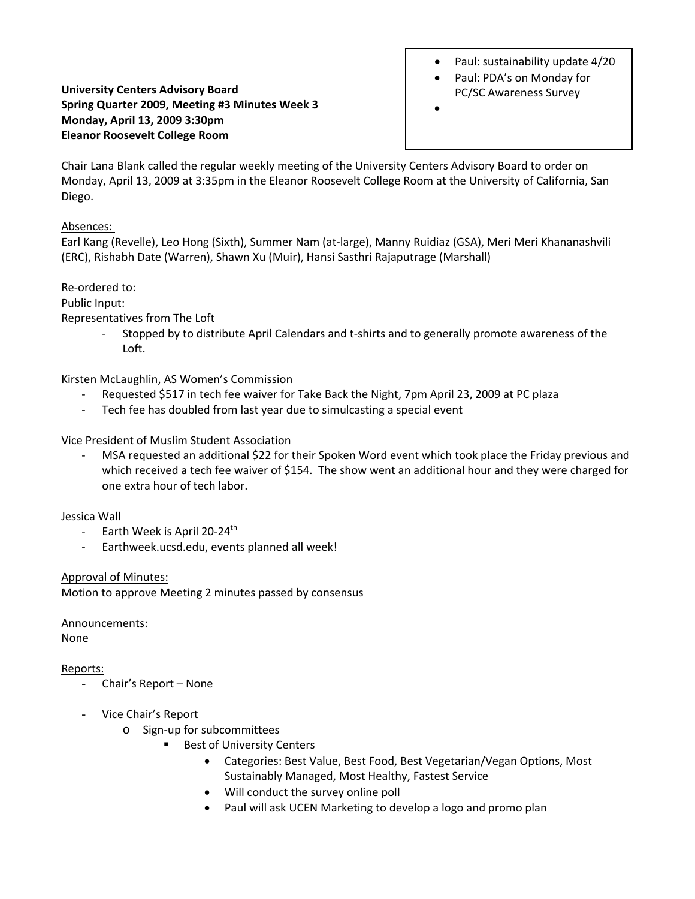**University Centers Advisory Board**
**Spring Quarter 2009, Meeting #3 Minutes Week 3**
**Monday, April 13, 2009 3:30pm**
**Eleanor Roosevelt College Room**

- Paul: sustainability update 4/20
- Paul: PDA's on Monday for PC/SC Awareness Survey
-

Chair Lana Blank called the regular weekly meeting of the University Centers Advisory Board to order on Monday, April 13, 2009 at 3:35pm in the Eleanor Roosevelt College Room at the University of California, San Diego.

<u>Absences:</u>
Earl Kang (Revelle), Leo Hong (Sixth), Summer Nam (at-large), Manny Ruidiaz (GSA), Meri Meri Khananashvili (ERC), Rishabh Date (Warren), Shawn Xu (Muir), Hansi Sasthri Rajaputrage (Marshall)

Re-ordered to:
<u>Public Input:</u>
Representatives from The Loft

- Stopped by to distribute April Calendars and t-shirts and to generally promote awareness of the Loft.

Kirsten McLaughlin, AS Women's Commission

- Requested $517 in tech fee waiver for Take Back the Night, 7pm April 23, 2009 at PC plaza
- Tech fee has doubled from last year due to simulcasting a special event

Vice President of Muslim Student Association

- MSA requested an additional $22 for their Spoken Word event which took place the Friday previous and which received a tech fee waiver of $154. The show went an additional hour and they were charged for one extra hour of tech labor.

Jessica Wall

- Earth Week is April 20-24th
- Earthweek.ucsd.edu, events planned all week!

<u>Approval of Minutes:</u>
Motion to approve Meeting 2 minutes passed by consensus

<u>Announcements:</u>
None

<u>Reports:</u>

- Chair's Report – None
- Vice Chair's Report
  - Sign-up for subcommittees
    - Best of University Centers
      - Categories: Best Value, Best Food, Best Vegetarian/Vegan Options, Most Sustainably Managed, Most Healthy, Fastest Service
      - Will conduct the survey online poll
      - Paul will ask UCEN Marketing to develop a logo and promo plan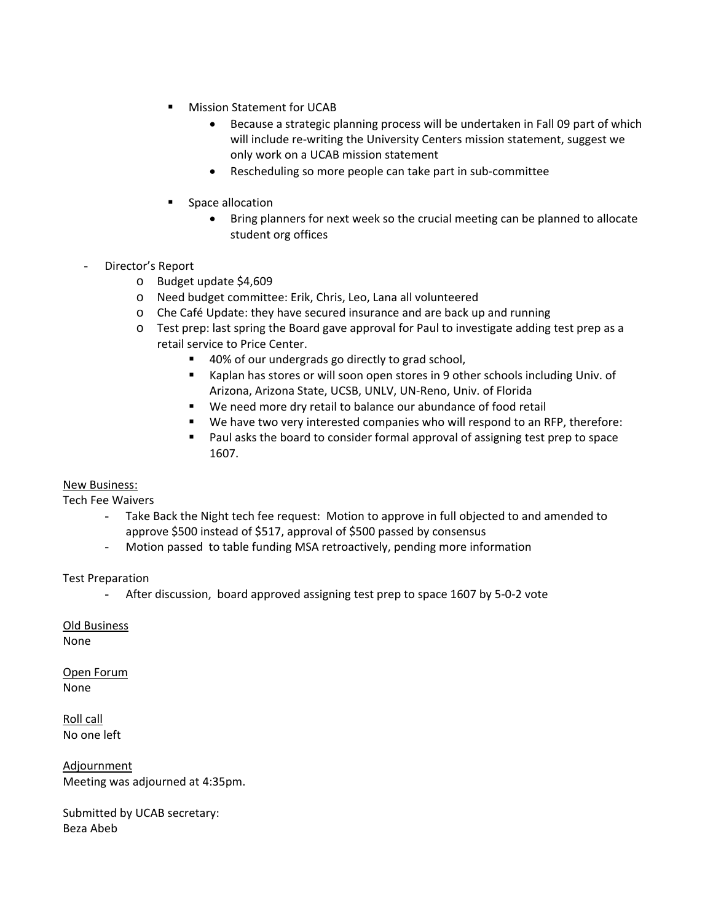- Mission Statement for UCAB
            - Because a strategic planning process will be undertaken in Fall 09 part of which will include re-writing the University Centers mission statement, suggest we only work on a UCAB mission statement
            - Rescheduling so more people can take part in sub-committee

        - Space allocation
            - Bring planners for next week so the crucial meeting can be planned to allocate student org offices

- Director's Report
    - Budget update $4,609
    - Need budget committee: Erik, Chris, Leo, Lana all volunteered
    - Che Café Update: they have secured insurance and are back up and running
    - Test prep: last spring the Board gave approval for Paul to investigate adding test prep as a retail service to Price Center.
        - 40% of our undergrads go directly to grad school,
        - Kaplan has stores or will soon open stores in 9 other schools including Univ. of Arizona, Arizona State, UCSB, UNLV, UN-Reno, Univ. of Florida
        - We need more dry retail to balance our abundance of food retail
        - We have two very interested companies who will respond to an RFP, therefore:
        - Paul asks the board to consider formal approval of assigning test prep to space 1607.

<u>New Business:</u>

Tech Fee Waivers

- Take Back the Night tech fee request: Motion to approve in full objected to and amended to approve $500 instead of $517, approval of $500 passed by consensus
- Motion passed to table funding MSA retroactively, pending more information

Test Preparation

- After discussion, board approved assigning test prep to space 1607 by 5-0-2 vote

<u>Old Business</u>

None

<u>Open Forum</u>

None

<u>Roll call</u>

No one left

<u>Adjournment</u>

Meeting was adjourned at 4:35pm.

Submitted by UCAB secretary:
Beza Abeb